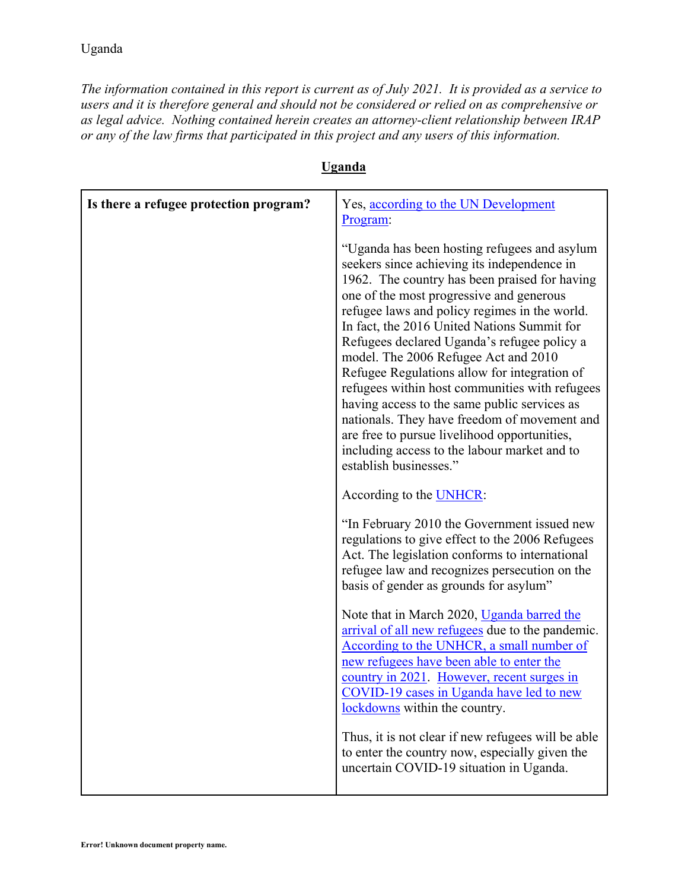Uganda

*The information contained in this report is current as of July 2021. It is provided as a service to users and it is therefore general and should not be considered or relied on as comprehensive or as legal advice. Nothing contained herein creates an attorney-client relationship between IRAP or any of the law firms that participated in this project and any users of this information.*

## Uganda

| **Is there a refugee protection program?** | Yes, according to the UN Development Program:<br><br>"Uganda has been hosting refugees and asylum seekers since achieving its independence in 1962. The country has been praised for having one of the most progressive and generous refugee laws and policy regimes in the world. In fact, the 2016 United Nations Summit for Refugees declared Uganda's refugee policy a model. The 2006 Refugee Act and 2010 Refugee Regulations allow for integration of refugees within host communities with refugees having access to the same public services as nationals. They have freedom of movement and are free to pursue livelihood opportunities, including access to the labour market and to establish businesses."<br><br>According to the UNHCR:<br><br>"In February 2010 the Government issued new regulations to give effect to the 2006 Refugees Act. The legislation conforms to international refugee law and recognizes persecution on the basis of gender as grounds for asylum"<br><br>Note that in March 2020, Uganda barred the arrival of all new refugees due to the pandemic. According to the UNHCR, a small number of new refugees have been able to enter the country in 2021. However, recent surges in COVID-19 cases in Uganda have led to new lockdowns within the country.<br><br>Thus, it is not clear if new refugees will be able to enter the country now, especially given the uncertain COVID-19 situation in Uganda. |
|---|---|

Error! Unknown document property name.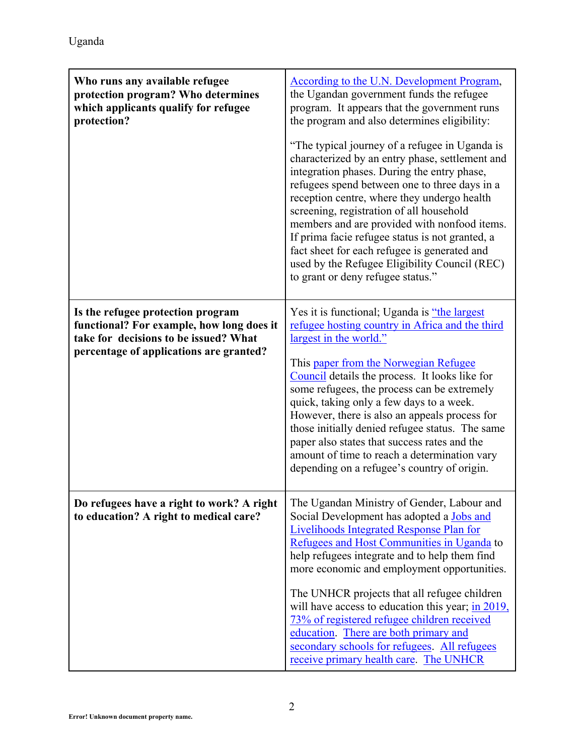| Who runs any available refugee protection program? Who determines which applicants qualify for refugee protection? | According to the U.N. Development Program, the Ugandan government funds the refugee program. It appears that the government runs the program and also determines eligibility:<br><br>"The typical journey of a refugee in Uganda is characterized by an entry phase, settlement and integration phases. During the entry phase, refugees spend between one to three days in a reception centre, where they undergo health screening, registration of all household members and are provided with nonfood items. If prima facie refugee status is not granted, a fact sheet for each refugee is generated and used by the Refugee Eligibility Council (REC) to grant or deny refugee status." |
|---|---|
| **Is the refugee protection program functional? For example, how long does it take for decisions to be issued? What percentage of applications are granted?** | Yes it is functional; Uganda is "the largest refugee hosting country in Africa and the third largest in the world."<br><br>This paper from the Norwegian Refugee Council details the process. It looks like for some refugees, the process can be extremely quick, taking only a few days to a week. However, there is also an appeals process for those initially denied refugee status. The same paper also states that success rates and the amount of time to reach a determination vary depending on a refugee's country of origin. |
| **Do refugees have a right to work? A right to education? A right to medical care?** | The Ugandan Ministry of Gender, Labour and Social Development has adopted a Jobs and Livelihoods Integrated Response Plan for Refugees and Host Communities in Uganda to help refugees integrate and to help them find more economic and employment opportunities.<br><br>The UNHCR projects that all refugee children will have access to education this year; in 2019, 73% of registered refugee children received education. There are both primary and secondary schools for refugees. All refugees receive primary health care. The UNHCR |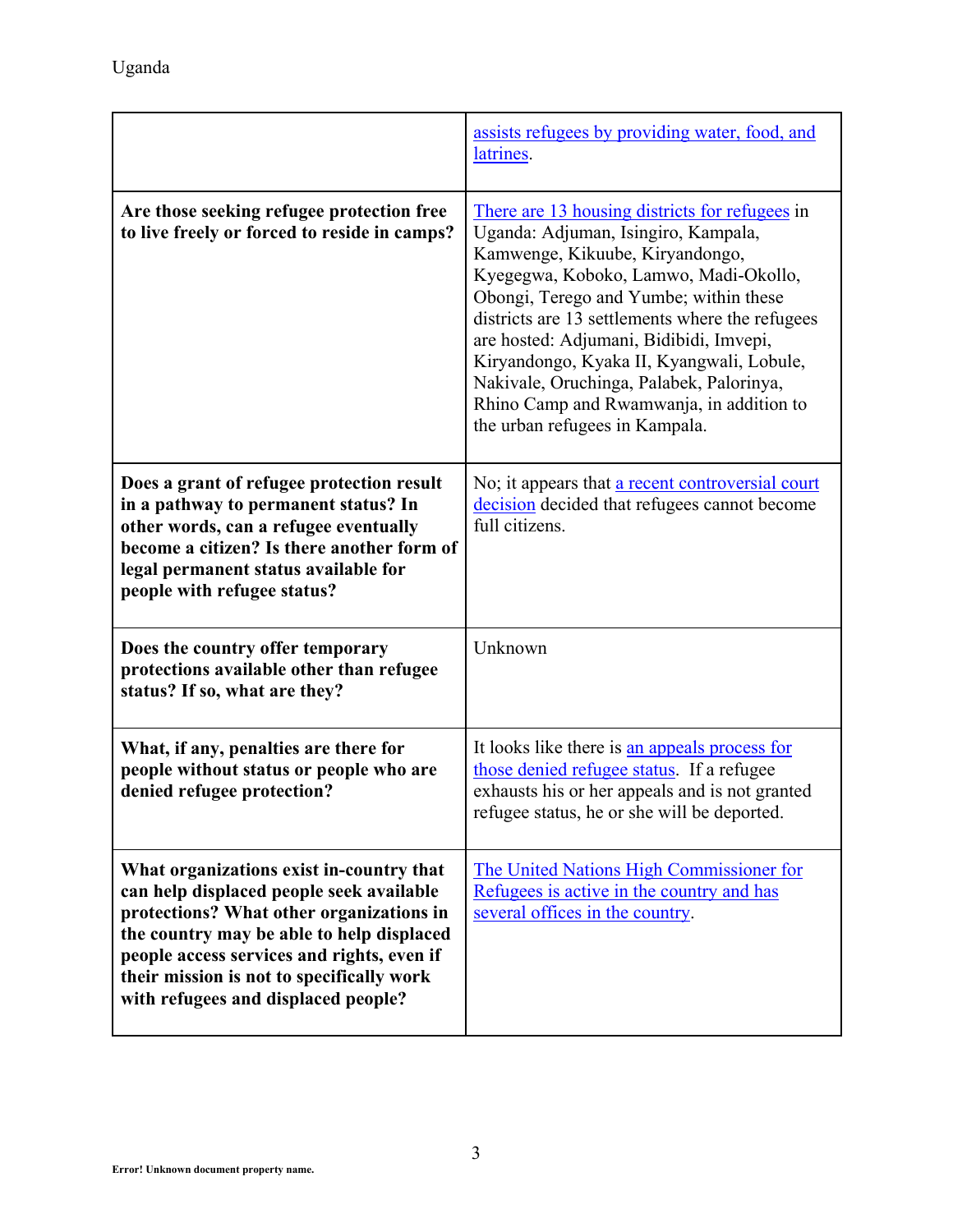| | |
|---|---|
| | assists refugees by providing water, food, and latrines. |
| **Are those seeking refugee protection free to live freely or forced to reside in camps?** | There are 13 housing districts for refugees in Uganda: Adjuman, Isingiro, Kampala, Kamwenge, Kikuube, Kiryandongo, Kyegegwa, Koboko, Lamwo, Madi-Okollo, Obongi, Terego and Yumbe; within these districts are 13 settlements where the refugees are hosted: Adjumani, Bidibidi, Imvepi, Kiryandongo, Kyaka II, Kyangwali, Lobule, Nakivale, Oruchinga, Palabek, Palorinya, Rhino Camp and Rwamwanja, in addition to the urban refugees in Kampala. |
| **Does a grant of refugee protection result in a pathway to permanent status? In other words, can a refugee eventually become a citizen? Is there another form of legal permanent status available for people with refugee status?** | No; it appears that a recent controversial court decision decided that refugees cannot become full citizens. |
| **Does the country offer temporary protections available other than refugee status? If so, what are they?** | Unknown |
| **What, if any, penalties are there for people without status or people who are denied refugee protection?** | It looks like there is an appeals process for those denied refugee status. If a refugee exhausts his or her appeals and is not granted refugee status, he or she will be deported. |
| **What organizations exist in-country that can help displaced people seek available protections? What other organizations in the country may be able to help displaced people access services and rights, even if their mission is not to specifically work with refugees and displaced people?** | The United Nations High Commissioner for Refugees is active in the country and has several offices in the country. |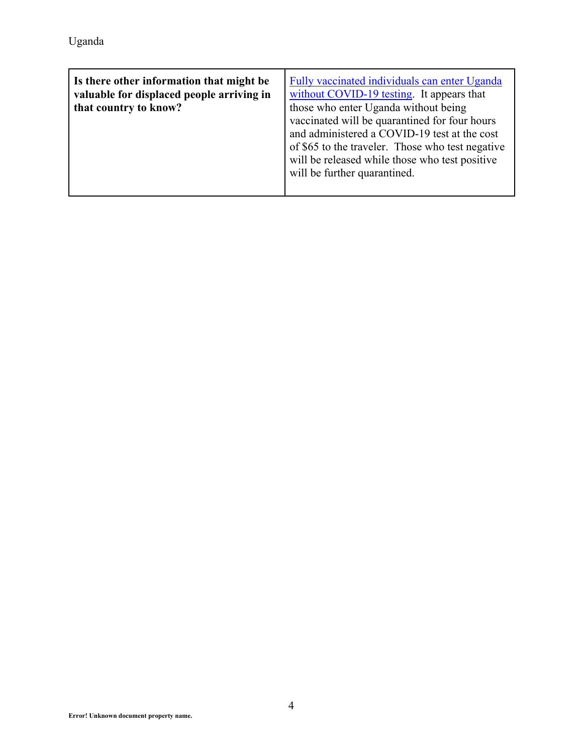| | |
|---|---|
| **Is there other information that might be valuable for displaced people arriving in that country to know?** | Fully vaccinated individuals can enter Uganda without COVID-19 testing. It appears that those who enter Uganda without being vaccinated will be quarantined for four hours and administered a COVID-19 test at the cost of $65 to the traveler. Those who test negative will be released while those who test positive will be further quarantined. |